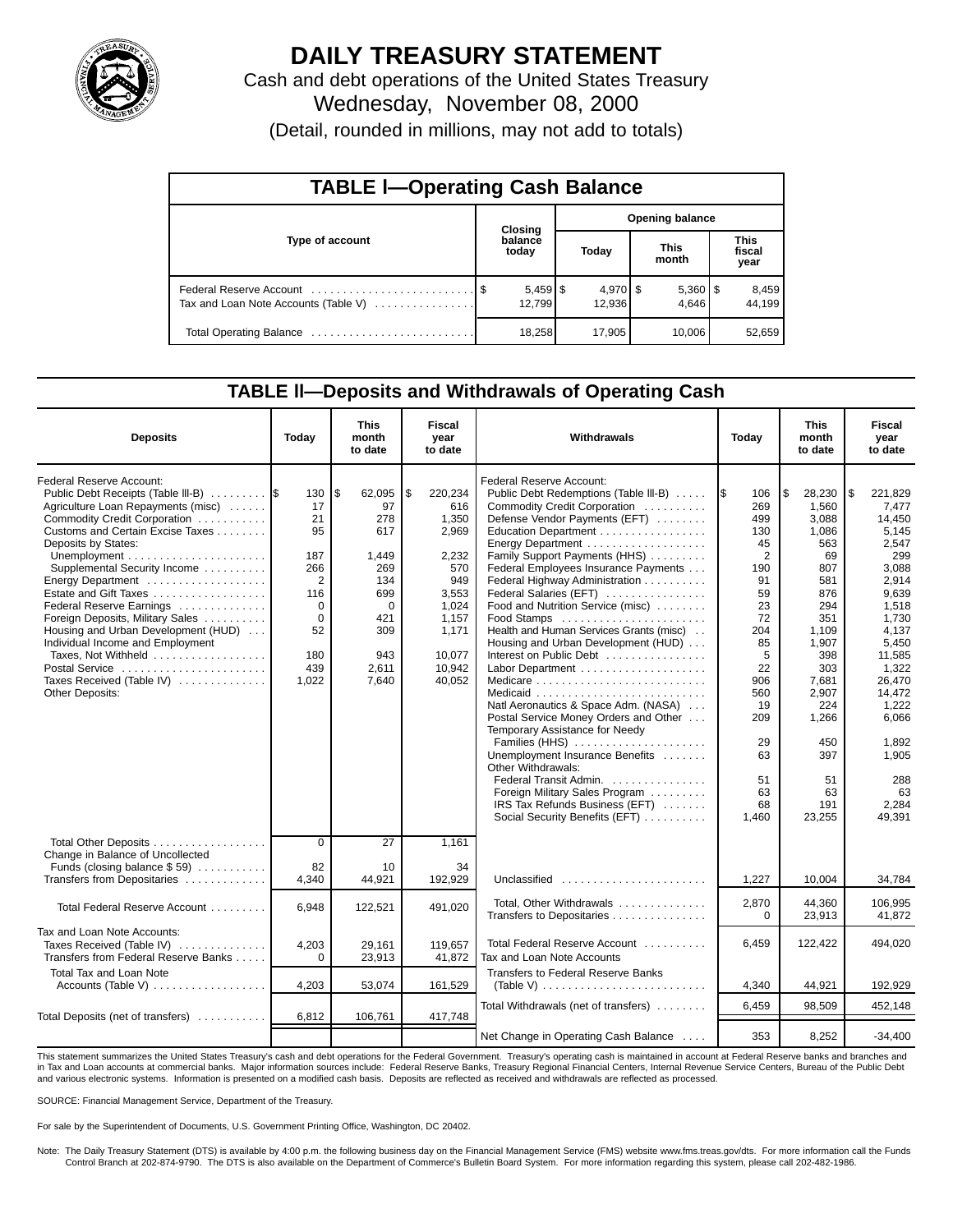# DAILY TREASURY STATEMENT

Cash and debt operations of the United States Treasury

Wednesday, November 08, 2000

(Detail, rounded in millions, may not add to totals)

## TABLE I—Operating Cash Balance

| Type of account | Closing balance today | Opening balance Today | Opening balance This month | Opening balance This fiscal year |
|---|---|---|---|---|
| Federal Reserve Account | $ 5,459 | $ 4,970 | $ 5,360 | $ 8,459 |
| Tax and Loan Note Accounts (Table V) | 12,799 | 12,936 | 4,646 | 44,199 |
| Total Operating Balance | 18,258 | 17,905 | 10,006 | 52,659 |

## TABLE II—Deposits and Withdrawals of Operating Cash

| Deposits | Today | This month to date | Fiscal year to date |
|---|---|---|---|
| Federal Reserve Account: | | | |
| Public Debt Receipts (Table III-B) | $ 130 | $ 62,095 | $ 220,234 |
| Agriculture Loan Repayments (misc) | 17 | 97 | 616 |
| Commodity Credit Corporation | 21 | 278 | 1,350 |
| Customs and Certain Excise Taxes | 95 | 617 | 2,969 |
| Deposits by States: | | | |
| Unemployment | 187 | 1,449 | 2,232 |
| Supplemental Security Income | 266 | 269 | 570 |
| Energy Department | 2 | 134 | 949 |
| Estate and Gift Taxes | 116 | 699 | 3,553 |
| Federal Reserve Earnings | 0 | 0 | 1,024 |
| Foreign Deposits, Military Sales | 0 | 421 | 1,157 |
| Housing and Urban Development (HUD) | 52 | 309 | 1,171 |
| Individual Income and Employment Taxes, Not Withheld | 180 | 943 | 10,077 |
| Postal Service | 439 | 2,611 | 10,942 |
| Taxes Received (Table IV) | 1,022 | 7,640 | 40,052 |
| Other Deposits: | | | |
| Total Other Deposits | 0 | 27 | 1,161 |
| Change in Balance of Uncollected Funds (closing balance $ 59) | 82 | 10 | 34 |
| Transfers from Depositaries | 4,340 | 44,921 | 192,929 |
| Total Federal Reserve Account | 6,948 | 122,521 | 491,020 |
| Tax and Loan Note Accounts: | | | |
| Taxes Received (Table IV) | 4,203 | 29,161 | 119,657 |
| Transfers from Federal Reserve Banks | 0 | 23,913 | 41,872 |
| Total Tax and Loan Note Accounts (Table V) | 4,203 | 53,074 | 161,529 |
| Total Deposits (net of transfers) | 6,812 | 106,761 | 417,748 |

| Withdrawals | Today | This month to date | Fiscal year to date |
|---|---|---|---|
| Federal Reserve Account: | | | |
| Public Debt Redemptions (Table III-B) | $ 106 | $ 28,230 | $ 221,829 |
| Commodity Credit Corporation | 269 | 1,560 | 7,477 |
| Defense Vendor Payments (EFT) | 499 | 3,088 | 14,450 |
| Education Department | 130 | 1,086 | 5,145 |
| Energy Department | 45 | 563 | 2,547 |
| Family Support Payments (HHS) | 2 | 69 | 299 |
| Federal Employees Insurance Payments | 190 | 807 | 3,088 |
| Federal Highway Administration | 91 | 581 | 2,914 |
| Federal Salaries (EFT) | 59 | 876 | 9,639 |
| Food and Nutrition Service (misc) | 23 | 294 | 1,518 |
| Food Stamps | 72 | 351 | 1,730 |
| Health and Human Services Grants (misc) | 204 | 1,109 | 4,137 |
| Housing and Urban Development (HUD) | 85 | 1,907 | 5,450 |
| Interest on Public Debt | 5 | 398 | 11,585 |
| Labor Department | 22 | 303 | 1,322 |
| Medicare | 906 | 7,681 | 26,470 |
| Medicaid | 560 | 2,907 | 14,472 |
| Natl Aeronautics & Space Adm. (NASA) | 19 | 224 | 1,222 |
| Postal Service Money Orders and Other | 209 | 1,266 | 6,066 |
| Temporary Assistance for Needy Families (HHS) | 29 | 450 | 1,892 |
| Unemployment Insurance Benefits | 63 | 397 | 1,905 |
| Other Withdrawals: | | | |
| Federal Transit Admin. | 51 | 51 | 288 |
| Foreign Military Sales Program | 63 | 63 | 63 |
| IRS Tax Refunds Business (EFT) | 68 | 191 | 2,284 |
| Social Security Benefits (EFT) | 1,460 | 23,255 | 49,391 |
| Unclassified | 1,227 | 10,004 | 34,784 |
| Total, Other Withdrawals | 2,870 | 44,360 | 106,995 |
| Transfers to Depositaries | 0 | 23,913 | 41,872 |
| Total Federal Reserve Account | 6,459 | 122,422 | 494,020 |
| Tax and Loan Note Accounts | | | |
| Transfers to Federal Reserve Banks (Table V) | 4,340 | 44,921 | 192,929 |
| Total Withdrawals (net of transfers) | 6,459 | 98,509 | 452,148 |
| Net Change in Operating Cash Balance | 353 | 8,252 | -34,400 |

This statement summarizes the United States Treasury's cash and debt operations for the Federal Government. Treasury's operating cash is maintained in account at Federal Reserve banks and branches and in Tax and Loan accounts at commercial banks. Major information sources include: Federal Reserve Banks, Treasury Regional Financial Centers, Internal Revenue Service Centers, Bureau of the Public Debt and various electronic systems. Information is presented on a modified cash basis. Deposits are reflected as received and withdrawals are reflected as processed.

SOURCE: Financial Management Service, Department of the Treasury.

For sale by the Superintendent of Documents, U.S. Government Printing Office, Washington, DC 20402.

Note: The Daily Treasury Statement (DTS) is available by 4:00 p.m. the following business day on the Financial Management Service (FMS) website www.fms.treas.gov/dts. For more information call the Funds Control Branch at 202-874-9790. The DTS is also available on the Department of Commerce's Bulletin Board System. For more information regarding this system, please call 202-482-1986.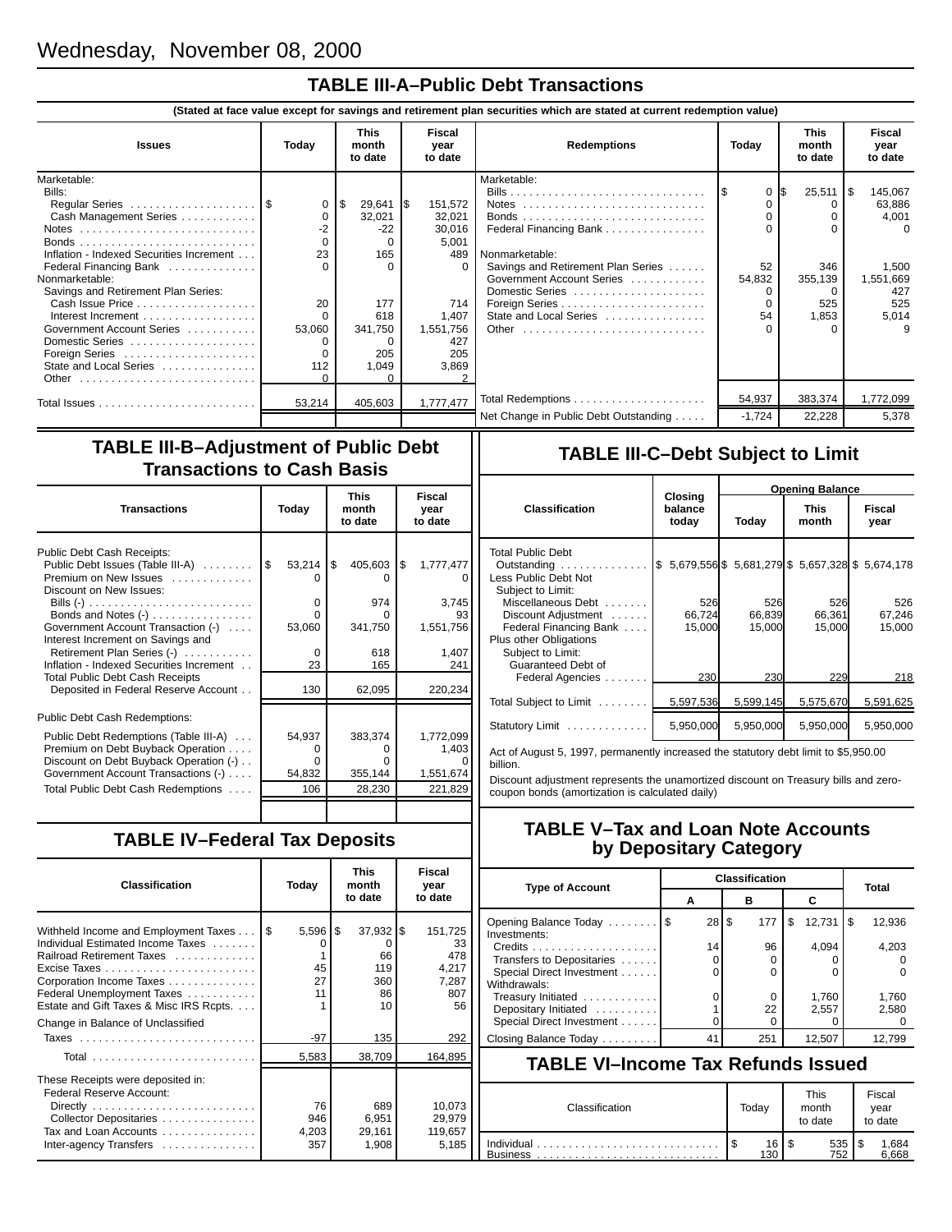Wednesday, November 08, 2000

## TABLE III-A–Public Debt Transactions

(Stated at face value except for savings and retirement plan securities which are stated at current redemption value)

| Issues | Today | This month to date | Fiscal year to date | Redemptions | Today | This month to date | Fiscal year to date |
|---|---|---|---|---|---|---|---|
| Marketable: | | | | Marketable: | | | |
| Bills: | | | | Bills | $ 0 | $ 25,511 | $ 145,067 |
| Regular Series | $ 0 | $ 29,641 | $ 151,572 | Notes | 0 | 0 | 63,886 |
| Cash Management Series | 0 | 32,021 | 32,021 | Bonds | 0 | 0 | 4,001 |
| Notes | -2 | -22 | 30,016 | Federal Financing Bank | 0 | 0 | 0 |
| Bonds | 0 | 0 | 5,001 | | | | |
| Inflation - Indexed Securities Increment | 23 | 165 | 489 | Nonmarketable: | | | |
| Federal Financing Bank | 0 | 0 | 0 | Savings and Retirement Plan Series | 52 | 346 | 1,500 |
| Nonmarketable: | | | | Government Account Series | 54,832 | 355,139 | 1,551,669 |
| Savings and Retirement Plan Series: | | | | Domestic Series | 0 | 0 | 427 |
| Cash Issue Price | 20 | 177 | 714 | Foreign Series | 0 | 525 | 525 |
| Interest Increment | 0 | 618 | 1,407 | State and Local Series | 54 | 1,853 | 5,014 |
| Government Account Series | 53,060 | 341,750 | 1,551,756 | Other | 0 | 0 | 9 |
| Domestic Series | 0 | 0 | 427 | | | | |
| Foreign Series | 0 | 205 | 205 | | | | |
| State and Local Series | 112 | 1,049 | 3,869 | | | | |
| Other | 0 | 0 | 2 | | | | |
| Total Issues | 53,214 | 405,603 | 1,777,477 | Total Redemptions | 54,937 | 383,374 | 1,772,099 |
| | | | | Net Change in Public Debt Outstanding | -1,724 | 22,228 | 5,378 |

## TABLE III-B–Adjustment of Public Debt Transactions to Cash Basis

| Transactions | Today | This month to date | Fiscal year to date |
|---|---|---|---|
| Public Debt Cash Receipts: | | | |
| Public Debt Issues (Table III-A) | $ 53,214 | $ 405,603 | $ 1,777,477 |
| Premium on New Issues | 0 | 0 | 0 |
| Discount on New Issues: | | | |
| Bills (-) | 0 | 974 | 3,745 |
| Bonds and Notes (-) | 0 | 0 | 93 |
| Government Account Transaction (-) | 53,060 | 341,750 | 1,551,756 |
| Interest Increment on Savings and Retirement Plan Series (-) | 0 | 618 | 1,407 |
| Inflation - Indexed Securities Increment | 23 | 165 | 241 |
| Total Public Debt Cash Receipts Deposited in Federal Reserve Account | 130 | 62,095 | 220,234 |
| Public Debt Cash Redemptions: | | | |
| Public Debt Redemptions (Table III-A) | 54,937 | 383,374 | 1,772,099 |
| Premium on Debt Buyback Operation | 0 | 0 | 1,403 |
| Discount on Debt Buyback Operation (-) | 0 | 0 | 0 |
| Government Account Transactions (-) | 54,832 | 355,144 | 1,551,674 |
| Total Public Debt Cash Redemptions | 106 | 28,230 | 221,829 |

## TABLE III-C–Debt Subject to Limit

| Classification | Closing balance today | Opening Balance | | |
|---|---|---|---|---|
| | | Today | This month | Fiscal year |
| Total Public Debt Outstanding | $ 5,679,556 | $ 5,681,279 | $ 5,657,328 | $ 5,674,178 |
| Less Public Debt Not Subject to Limit: | | | | |
| Miscellaneous Debt | 526 | 526 | 526 | 526 |
| Discount Adjustment | 66,724 | 66,839 | 66,361 | 67,246 |
| Federal Financing Bank | 15,000 | 15,000 | 15,000 | 15,000 |
| Plus other Obligations Subject to Limit: | | | | |
| Guaranteed Debt of Federal Agencies | 230 | 230 | 229 | 218 |
| Total Subject to Limit | 5,597,536 | 5,599,145 | 5,575,670 | 5,591,625 |
| Statutory Limit | 5,950,000 | 5,950,000 | 5,950,000 | 5,950,000 |

Act of August 5, 1997, permanently increased the statutory debt limit to $5,950.00 billion.

Discount adjustment represents the unamortized discount on Treasury bills and zero-coupon bonds (amortization is calculated daily)

## TABLE IV–Federal Tax Deposits

| Classification | Today | This month to date | Fiscal year to date |
|---|---|---|---|
| Withheld Income and Employment Taxes | $ 5,596 | $ 37,932 | $ 151,725 |
| Individual Estimated Income Taxes | 0 | 0 | 33 |
| Railroad Retirement Taxes | 1 | 66 | 478 |
| Excise Taxes | 45 | 119 | 4,217 |
| Corporation Income Taxes | 27 | 360 | 7,287 |
| Federal Unemployment Taxes | 11 | 86 | 807 |
| Estate and Gift Taxes & Misc IRS Rcpts. | 1 | 10 | 56 |
| Change in Balance of Unclassified Taxes | -97 | 135 | 292 |
| Total | 5,583 | 38,709 | 164,895 |
| These Receipts were deposited in: | | | |
| Federal Reserve Account: | | | |
| Directly | 76 | 689 | 10,073 |
| Collector Depositaries | 946 | 6,951 | 29,979 |
| Tax and Loan Accounts | 4,203 | 29,161 | 119,657 |
| Inter-agency Transfers | 357 | 1,908 | 5,185 |

## TABLE V–Tax and Loan Note Accounts by Depositary Category

| Type of Account | Classification | | | Total |
|---|---|---|---|---|
| | A | B | C | |
| Opening Balance Today | $ 28 | $ 177 | $ 12,731 | $ 12,936 |
| Investments: | | | | |
| Credits | 14 | 96 | 4,094 | 4,203 |
| Transfers to Depositaries | 0 | 0 | 0 | 0 |
| Special Direct Investment | 0 | 0 | 0 | 0 |
| Withdrawals: | | | | |
| Treasury Initiated | 0 | 0 | 1,760 | 1,760 |
| Depositary Initiated | 1 | 22 | 2,557 | 2,580 |
| Special Direct Investment | 0 | 0 | 0 | 0 |
| Closing Balance Today | 41 | 251 | 12,507 | 12,799 |

## TABLE VI–Income Tax Refunds Issued

| Classification | Today | This month to date | Fiscal year to date |
|---|---|---|---|
| Individual | $ 16 | $ 535 | $ 1,684 |
| Business | 130 | 752 | 6,668 |